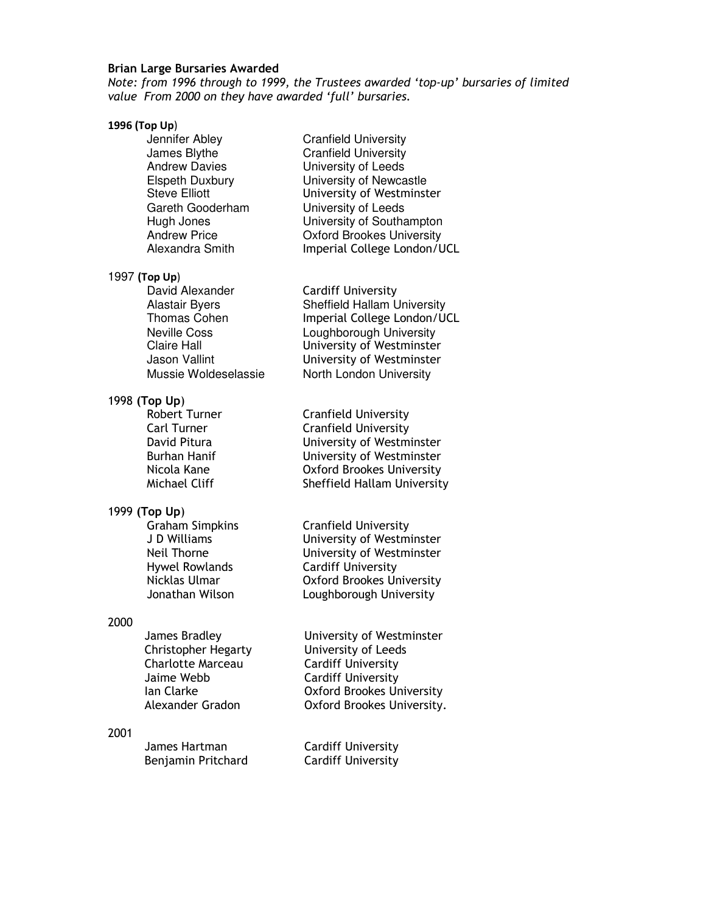**Brian Large Bursaries Awarded**

*Note: from 1996 through to 1999, the Trustees awarded 'top-up' bursaries of limited value From 2000 on they have awarded 'full' bursaries.*

**1996 (Top Up)**

| | |
|---|---|
| Jennifer Abley | Cranfield University |
| James Blythe | Cranfield University |
| Andrew Davies | University of Leeds |
| Elspeth Duxbury | University of Newcastle |
| Steve Elliott | University of Westminster |
| Gareth Gooderham | University of Leeds |
| Hugh Jones | University of Southampton |
| Andrew Price | Oxford Brookes University |
| Alexandra Smith | Imperial College London/UCL |

1997 **(Top Up)**

| | |
|---|---|
| David Alexander | Cardiff University |
| Alastair Byers | Sheffield Hallam University |
| Thomas Cohen | Imperial College London/UCL |
| Neville Coss | Loughborough University |
| Claire Hall | University of Westminster |
| Jason Vallint | University of Westminster |
| Mussie Woldeselassie | North London University |

1998 **(Top Up)**

| | |
|---|---|
| Robert Turner | Cranfield University |
| Carl Turner | Cranfield University |
| David Pitura | University of Westminster |
| Burhan Hanif | University of Westminster |
| Nicola Kane | Oxford Brookes University |
| Michael Cliff | Sheffield Hallam University |

1999 **(Top Up)**

| | |
|---|---|
| Graham Simpkins | Cranfield University |
| J D Williams | University of Westminster |
| Neil Thorne | University of Westminster |
| Hywel Rowlands | Cardiff University |
| Nicklas Ulmar | Oxford Brookes University |
| Jonathan Wilson | Loughborough University |

2000

| | |
|---|---|
| James Bradley | University of Westminster |
| Christopher Hegarty | University of Leeds |
| Charlotte Marceau | Cardiff University |
| Jaime Webb | Cardiff University |
| Ian Clarke | Oxford Brookes University |
| Alexander Gradon | Oxford Brookes University. |

2001

| | |
|---|---|
| James Hartman | Cardiff University |
| Benjamin Pritchard | Cardiff University |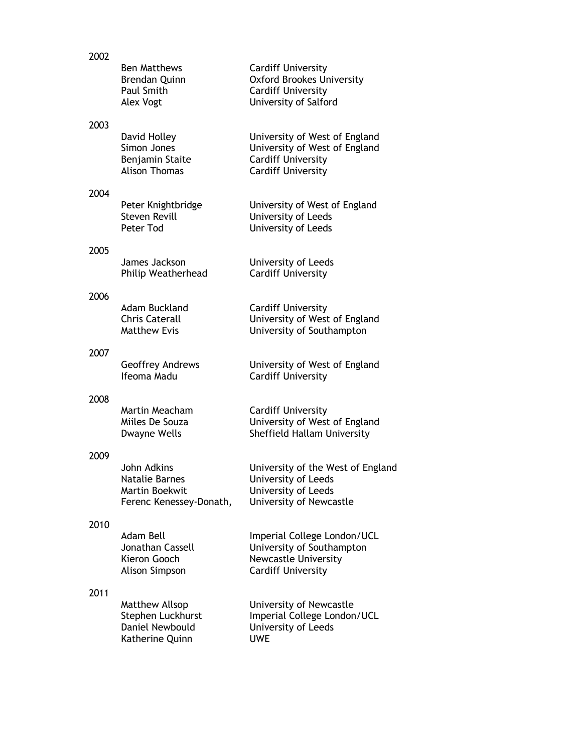2002

| | |
|---|---|
| Ben Matthews | Cardiff University |
| Brendan Quinn | Oxford Brookes University |
| Paul Smith | Cardiff University |
| Alex Vogt | University of Salford |

2003

| | |
|---|---|
| David Holley | University of West of England |
| Simon Jones | University of West of England |
| Benjamin Staite | Cardiff University |
| Alison Thomas | Cardiff University |

2004

| | |
|---|---|
| Peter Knightbridge | University of West of England |
| Steven Revill | University of Leeds |
| Peter Tod | University of Leeds |

2005

| | |
|---|---|
| James Jackson | University of Leeds |
| Philip Weatherhead | Cardiff University |

2006

| | |
|---|---|
| Adam Buckland | Cardiff University |
| Chris Caterall | University of West of England |
| Matthew Evis | University of Southampton |

2007

| | |
|---|---|
| Geoffrey Andrews | University of West of England |
| Ifeoma Madu | Cardiff University |

2008

| | |
|---|---|
| Martin Meacham | Cardiff University |
| Miiles De Souza | University of West of England |
| Dwayne Wells | Sheffield Hallam University |

2009

| | |
|---|---|
| John Adkins | University of the West of England |
| Natalie Barnes | University of Leeds |
| Martin Boekwit | University of Leeds |
| Ferenc Kenessey-Donath, | University of Newcastle |

2010

| | |
|---|---|
| Adam Bell | Imperial College London/UCL |
| Jonathan Cassell | University of Southampton |
| Kieron Gooch | Newcastle University |
| Alison Simpson | Cardiff University |

2011

| | |
|---|---|
| Matthew Allsop | University of Newcastle |
| Stephen Luckhurst | Imperial College London/UCL |
| Daniel Newbould | University of Leeds |
| Katherine Quinn | UWE |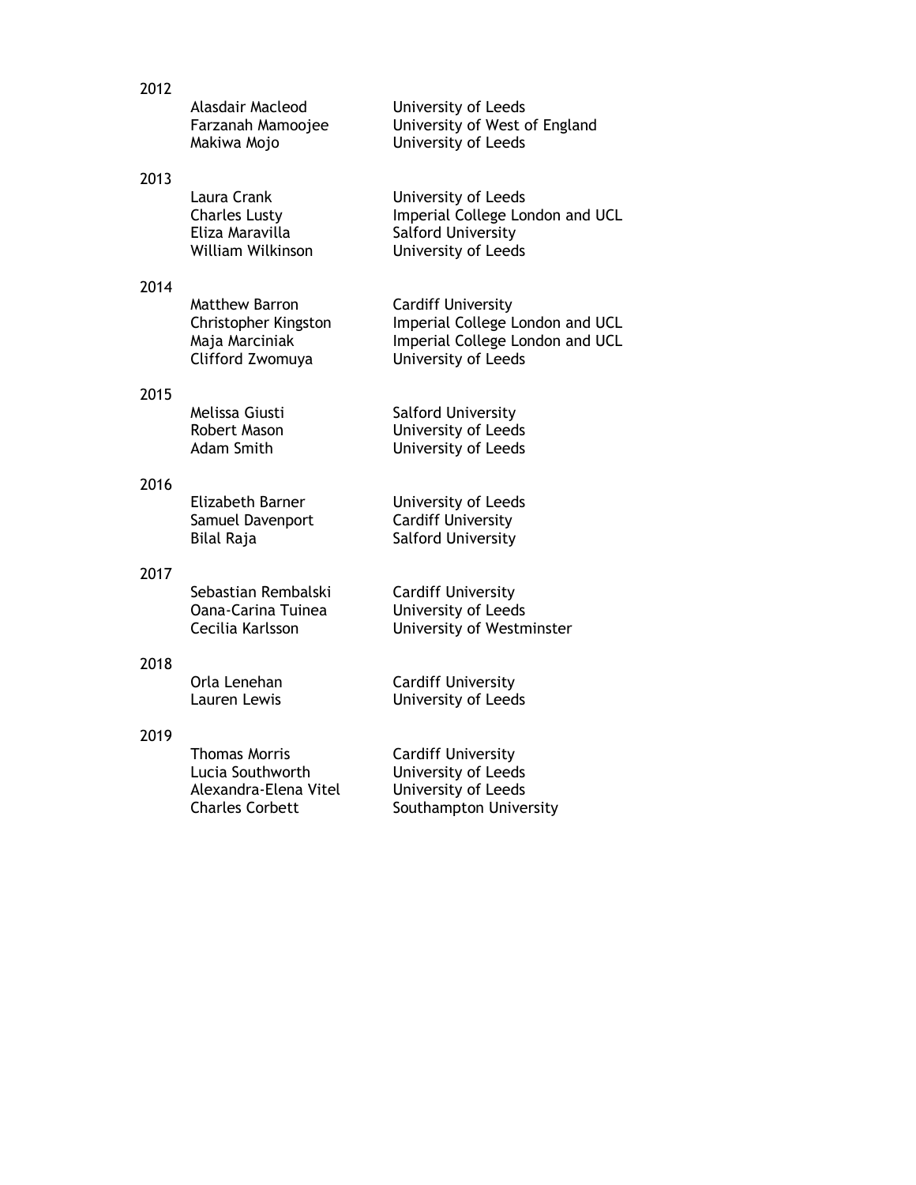2012

| | |
|---|---|
| Alasdair Macleod | University of Leeds |
| Farzanah Mamoojee | University of West of England |
| Makiwa Mojo | University of Leeds |

2013

| | |
|---|---|
| Laura Crank | University of Leeds |
| Charles Lusty | Imperial College London and UCL |
| Eliza Maravilla | Salford University |
| William Wilkinson | University of Leeds |

2014

| | |
|---|---|
| Matthew Barron | Cardiff University |
| Christopher Kingston | Imperial College London and UCL |
| Maja Marciniak | Imperial College London and UCL |
| Clifford Zwomuya | University of Leeds |

2015

| | |
|---|---|
| Melissa Giusti | Salford University |
| Robert Mason | University of Leeds |
| Adam Smith | University of Leeds |

2016

| | |
|---|---|
| Elizabeth Barner | University of Leeds |
| Samuel Davenport | Cardiff University |
| Bilal Raja | Salford University |

2017

| | |
|---|---|
| Sebastian Rembalski | Cardiff University |
| Oana-Carina Tuinea | University of Leeds |
| Cecilia Karlsson | University of Westminster |

2018

| | |
|---|---|
| Orla Lenehan | Cardiff University |
| Lauren Lewis | University of Leeds |

2019

| | |
|---|---|
| Thomas Morris | Cardiff University |
| Lucia Southworth | University of Leeds |
| Alexandra-Elena Vitel | University of Leeds |
| Charles Corbett | Southampton University |